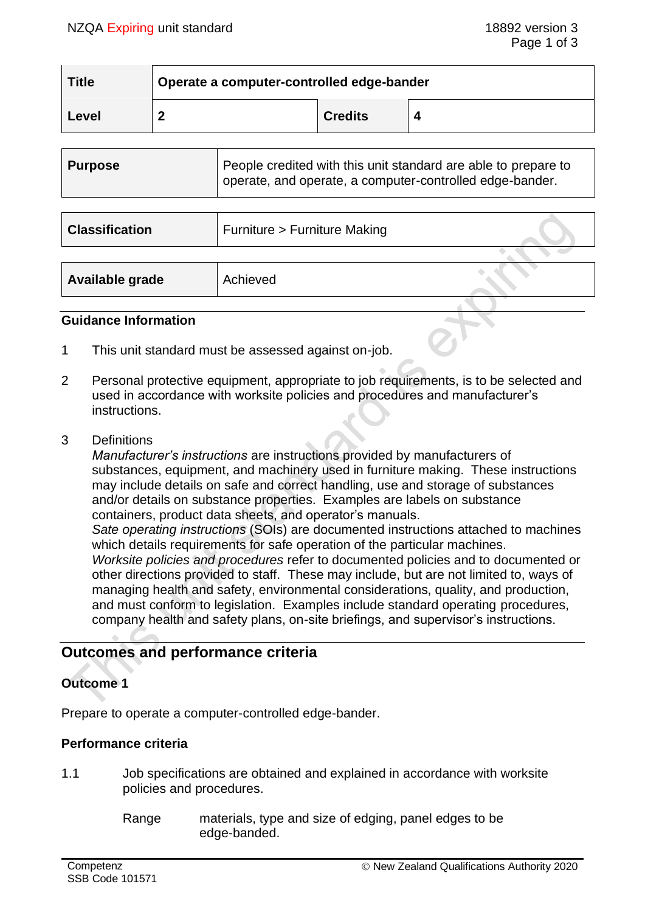| Title | Operate a computer-controlled edge-bander | | |
|---|---|---|---|
| Level | 2 | Credits | 4 |

| Purpose | People credited with this unit standard are able to prepare to operate, and operate, a computer-controlled edge-bander. |
|---|---|

| Classification | Furniture > Furniture Making |
|---|---|

| Available grade | Achieved |
|---|---|

## Guidance Information

1. This unit standard must be assessed against on-job.

2. Personal protective equipment, appropriate to job requirements, is to be selected and used in accordance with worksite policies and procedures and manufacturer's instructions.

3. Definitions
   *Manufacturer's instructions* are instructions provided by manufacturers of substances, equipment, and machinery used in furniture making. These instructions may include details on safe and correct handling, use and storage of substances and/or details on substance properties. Examples are labels on substance containers, product data sheets, and operator's manuals.
   *Sate operating instructions* (SOIs) are documented instructions attached to machines which details requirements for safe operation of the particular machines.
   *Worksite policies and procedures* refer to documented policies and to documented or other directions provided to staff. These may include, but are not limited to, ways of managing health and safety, environmental considerations, quality, and production, and must conform to legislation. Examples include standard operating procedures, company health and safety plans, on-site briefings, and supervisor's instructions.

## Outcomes and performance criteria

### Outcome 1

Prepare to operate a computer-controlled edge-bander.

### Performance criteria

1.1 Job specifications are obtained and explained in accordance with worksite policies and procedures.

Range: materials, type and size of edging, panel edges to be edge-banded.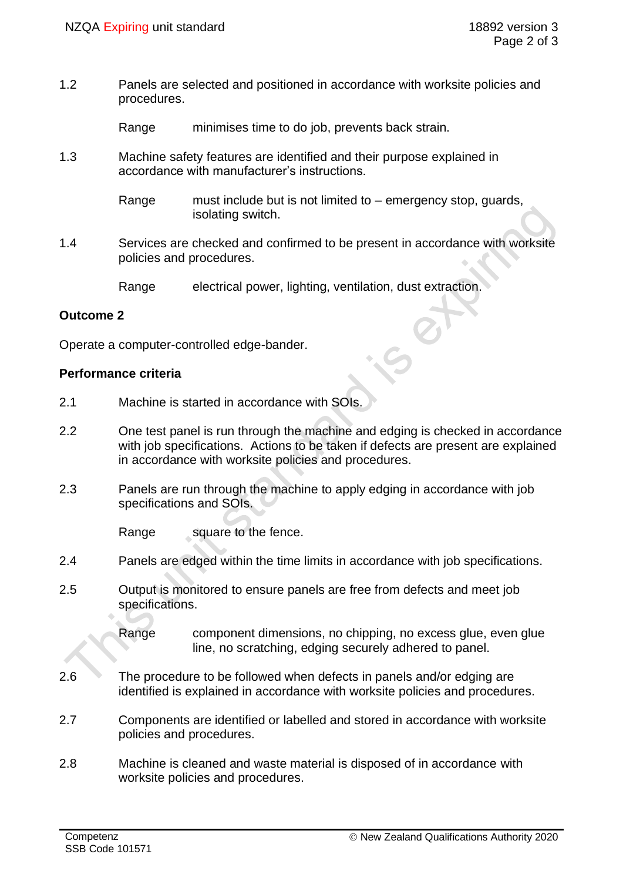1.2 Panels are selected and positioned in accordance with worksite policies and procedures.

Range minimises time to do job, prevents back strain.

1.3 Machine safety features are identified and their purpose explained in accordance with manufacturer's instructions.

Range must include but is not limited to – emergency stop, guards, isolating switch.

1.4 Services are checked and confirmed to be present in accordance with worksite policies and procedures.

Range electrical power, lighting, ventilation, dust extraction.

**Outcome 2**

Operate a computer-controlled edge-bander.

**Performance criteria**

2.1 Machine is started in accordance with SOIs.

2.2 One test panel is run through the machine and edging is checked in accordance with job specifications. Actions to be taken if defects are present are explained in accordance with worksite policies and procedures.

2.3 Panels are run through the machine to apply edging in accordance with job specifications and SOIs.

Range square to the fence.

2.4 Panels are edged within the time limits in accordance with job specifications.

2.5 Output is monitored to ensure panels are free from defects and meet job specifications.

Range component dimensions, no chipping, no excess glue, even glue line, no scratching, edging securely adhered to panel.

2.6 The procedure to be followed when defects in panels and/or edging are identified is explained in accordance with worksite policies and procedures.

2.7 Components are identified or labelled and stored in accordance with worksite policies and procedures.

2.8 Machine is cleaned and waste material is disposed of in accordance with worksite policies and procedures.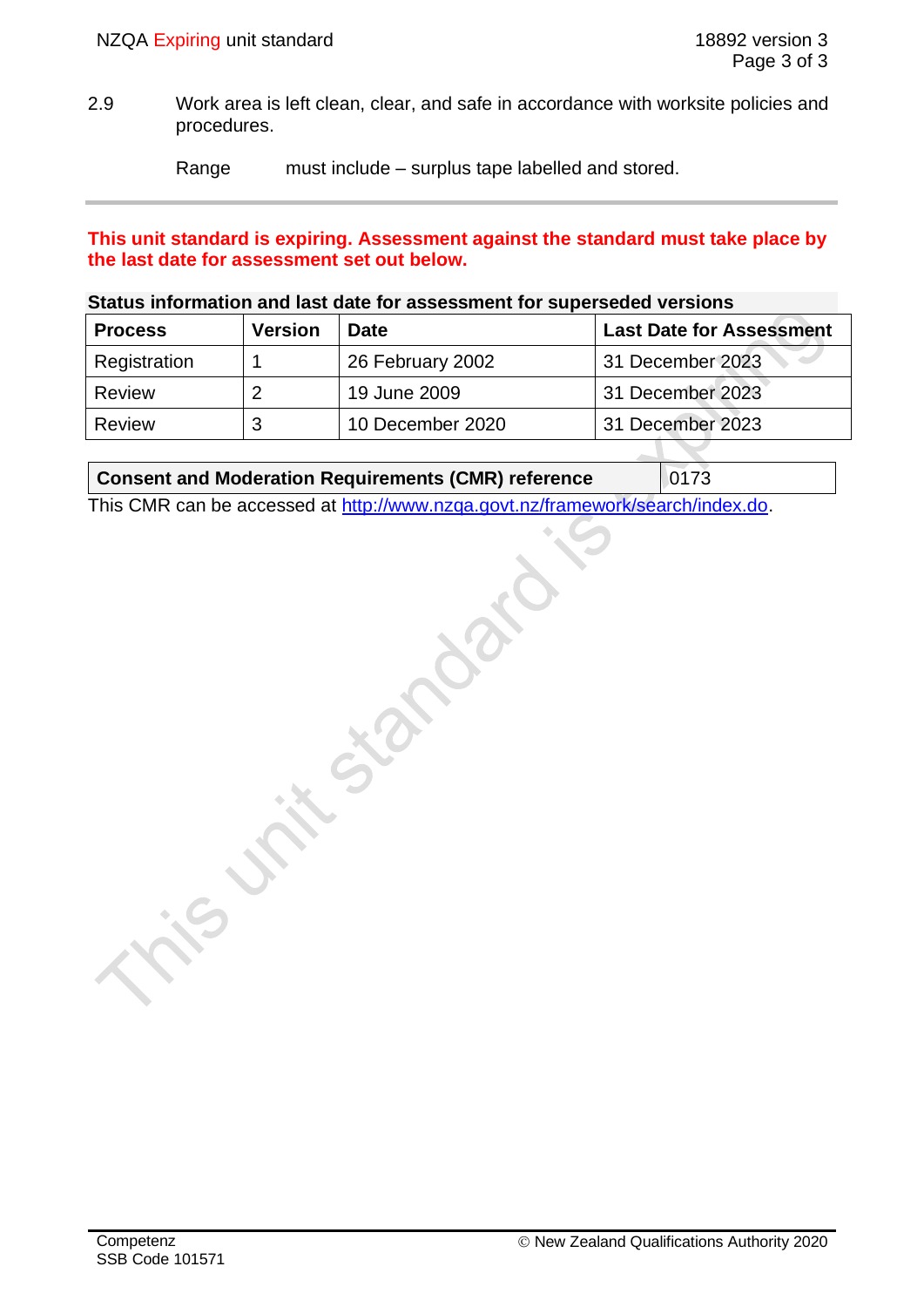2.9 Work area is left clean, clear, and safe in accordance with worksite policies and procedures.

Range must include – surplus tape labelled and stored.

---

**This unit standard is expiring. Assessment against the standard must take place by the last date for assessment set out below.**

**Status information and last date for assessment for superseded versions**

| Process | Version | Date | Last Date for Assessment |
|---|---|---|---|
| Registration | 1 | 26 February 2002 | 31 December 2023 |
| Review | 2 | 19 June 2009 | 31 December 2023 |
| Review | 3 | 10 December 2020 | 31 December 2023 |

| **Consent and Moderation Requirements (CMR) reference** | 0173 |
|---|---|

This CMR can be accessed at http://www.nzqa.govt.nz/framework/search/index.do.